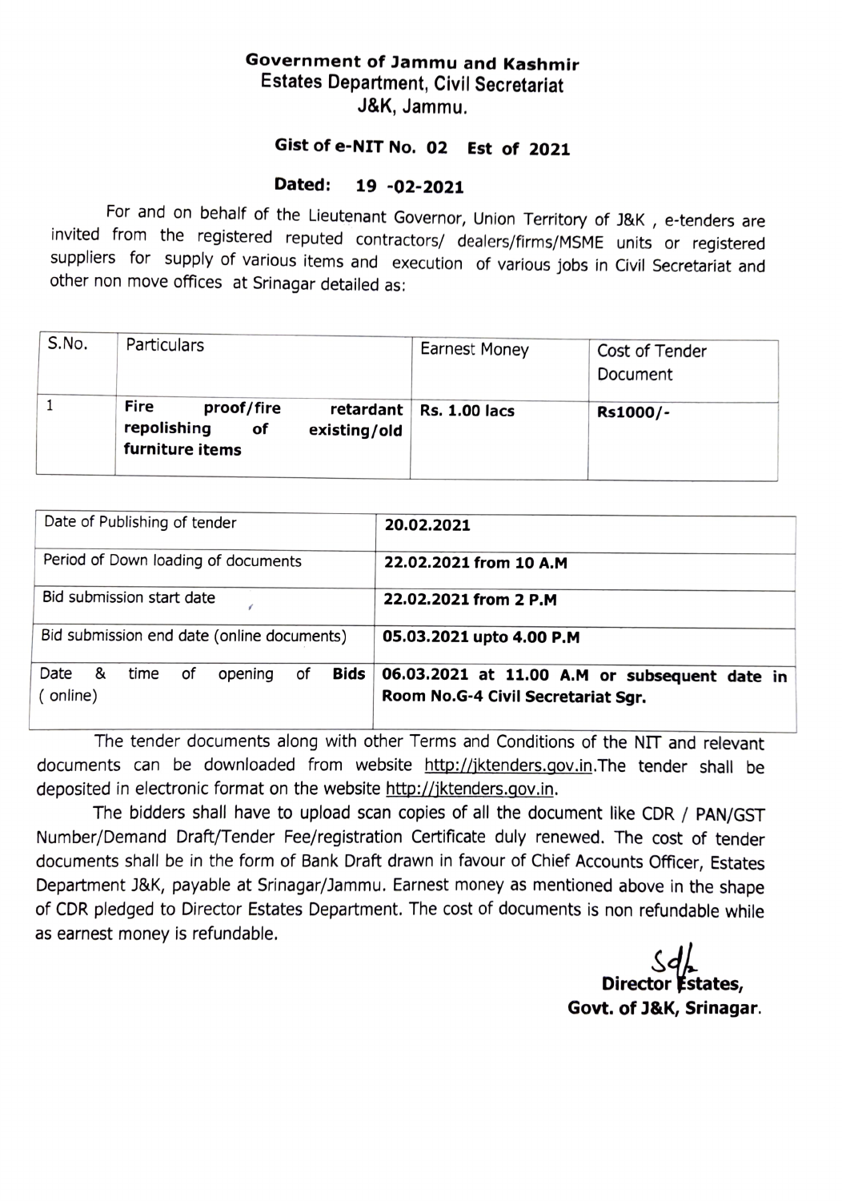**Government of Jammu and Kashmir**
**Estates Department, Civil Secretariat**
**J&K, Jammu.**

**Gist of e-NIT No. 02 Est of 2021**

**Dated: 19 -02-2021**

For and on behalf of the Lieutenant Governor, Union Territory of J&K , e-tenders are invited from the registered reputed contractors/ dealers/firms/MSME units or registered suppliers for supply of various items and execution of various jobs in Civil Secretariat and other non move offices at Srinagar detailed as:

| S.No. | Particulars | Earnest Money | Cost of Tender Document |
|---|---|---|---|
| 1 | **Fire proof/fire retardant repolishing of existing/old furniture items** | **Rs. 1.00 lacs** | **Rs1000/-** |

| | |
|---|---|
| Date of Publishing of tender | **20.02.2021** |
| Period of Down loading of documents | **22.02.2021 from 10 A.M** |
| Bid submission start date | **22.02.2021 from 2 P.M** |
| Bid submission end date (online documents) | **05.03.2021 upto 4.00 P.M** |
| Date & time of opening of **Bids** ( online) | **06.03.2021 at 11.00 A.M or subsequent date in Room No.G-4 Civil Secretariat Sgr.** |

The tender documents along with other Terms and Conditions of the NIT and relevant documents can be downloaded from website http://jktenders.gov.in.The tender shall be deposited in electronic format on the website http://jktenders.gov.in.

The bidders shall have to upload scan copies of all the document like CDR / PAN/GST Number/Demand Draft/Tender Fee/registration Certificate duly renewed. The cost of tender documents shall be in the form of Bank Draft drawn in favour of Chief Accounts Officer, Estates Department J&K, payable at Srinagar/Jammu. Earnest money as mentioned above in the shape of CDR pledged to Director Estates Department. The cost of documents is non refundable while as earnest money is refundable.

Sd/-
**Director Estates,**
**Govt. of J&K, Srinagar.**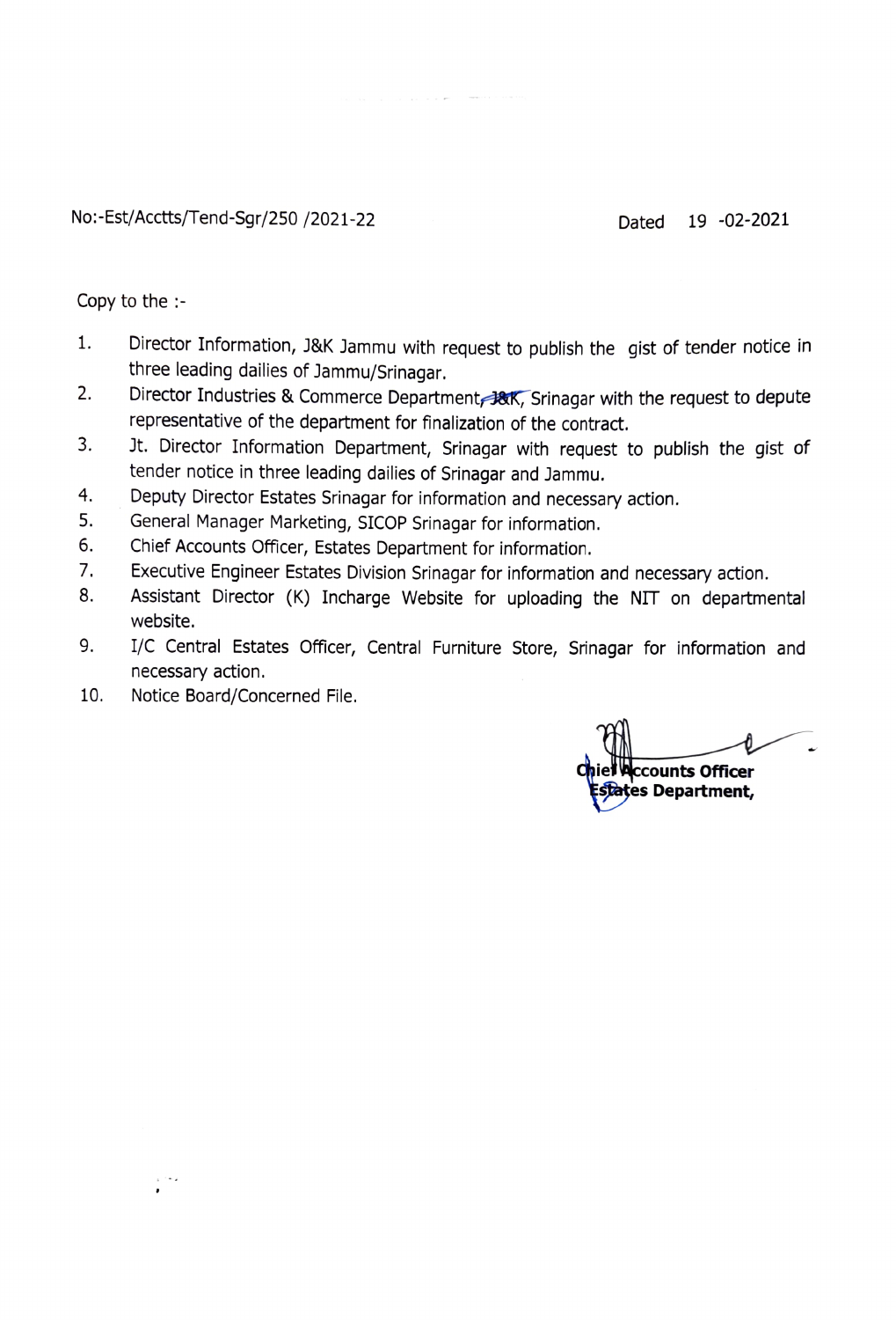No:-Est/Acctts/Tend-Sgr/250 /2021-22 Dated 19 -02-2021

Copy to the :-

1. Director Information, J&K Jammu with request to publish the gist of tender notice in three leading dailies of Jammu/Srinagar.
2. Director Industries & Commerce Department, ~~J&K~~, Srinagar with the request to depute representative of the department for finalization of the contract.
3. Jt. Director Information Department, Srinagar with request to publish the gist of tender notice in three leading dailies of Srinagar and Jammu.
4. Deputy Director Estates Srinagar for information and necessary action.
5. General Manager Marketing, SICOP Srinagar for information.
6. Chief Accounts Officer, Estates Department for information.
7. Executive Engineer Estates Division Srinagar for information and necessary action.
8. Assistant Director (K) Incharge Website for uploading the NIT on departmental website.
9. I/C Central Estates Officer, Central Furniture Store, Srinagar for information and necessary action.
10. Notice Board/Concerned File.

**Chief Accounts Officer**
**Estates Department,**